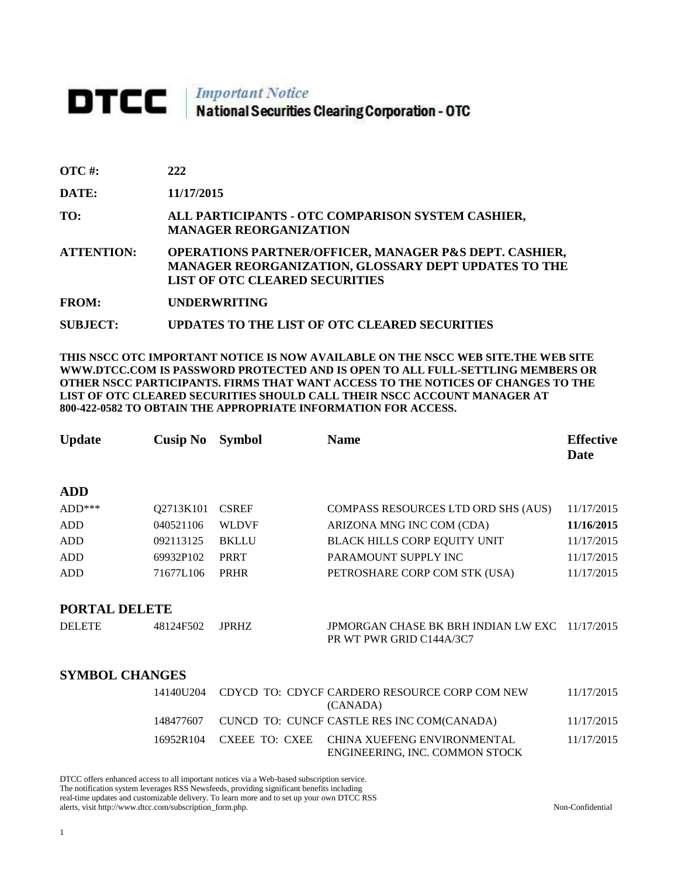# DTCC | *Important Notice* National Securities Clearing Corporation - OTC

**OTC #:** **222**

**DATE:** **11/17/2015**

**TO:** **ALL PARTICIPANTS - OTC COMPARISON SYSTEM CASHIER, MANAGER REORGANIZATION**

**ATTENTION:** **OPERATIONS PARTNER/OFFICER, MANAGER P&S DEPT. CASHIER, MANAGER REORGANIZATION, GLOSSARY DEPT UPDATES TO THE LIST OF OTC CLEARED SECURITIES**

**FROM:** **UNDERWRITING**

**SUBJECT:** **UPDATES TO THE LIST OF OTC CLEARED SECURITIES**

**THIS NSCC OTC IMPORTANT NOTICE IS NOW AVAILABLE ON THE NSCC WEB SITE.THE WEB SITE WWW.DTCC.COM IS PASSWORD PROTECTED AND IS OPEN TO ALL FULL-SETTLING MEMBERS OR OTHER NSCC PARTICIPANTS. FIRMS THAT WANT ACCESS TO THE NOTICES OF CHANGES TO THE LIST OF OTC CLEARED SECURITIES SHOULD CALL THEIR NSCC ACCOUNT MANAGER AT 800-422-0582 TO OBTAIN THE APPROPRIATE INFORMATION FOR ACCESS.**

| Update | Cusip No | Symbol | Name | Effective Date |
|---|---|---|---|---|
| **ADD** | | | | |
| ADD*** | Q2713K101 | CSREF | COMPASS RESOURCES LTD ORD SHS (AUS) | 11/17/2015 |
| ADD | 040521106 | WLDVF | ARIZONA MNG INC COM (CDA) | **11/16/2015** |
| ADD | 092113125 | BKLLU | BLACK HILLS CORP EQUITY UNIT | 11/17/2015 |
| ADD | 69932P102 | PRRT | PARAMOUNT SUPPLY INC | 11/17/2015 |
| ADD | 71677L106 | PRHR | PETROSHARE CORP COM STK (USA) | 11/17/2015 |
| **PORTAL DELETE** | | | | |
| DELETE | 48124F502 | JPRHZ | JPMORGAN CHASE BK BRH INDIAN LW EXC PR WT PWR GRID C144A/3C7 | 11/17/2015 |
| **SYMBOL CHANGES** | | | | |
| | 14140U204 | CDYCD TO: CDYCF | CARDERO RESOURCE CORP COM NEW (CANADA) | 11/17/2015 |
| | 148477607 | CUNCD TO: CUNCF | CASTLE RES INC COM(CANADA) | 11/17/2015 |
| | 16952R104 | CXEEE TO: CXEE | CHINA XUEFENG ENVIRONMENTAL ENGINEERING, INC. COMMON STOCK | 11/17/2015 |

DTCC offers enhanced access to all important notices via a Web-based subscription service. The notification system leverages RSS Newsfeeds, providing significant benefits including real-time updates and customizable delivery. To learn more and to set up your own DTCC RSS alerts, visit http://www.dtcc.com/subscription_form.php.

Non-Confidential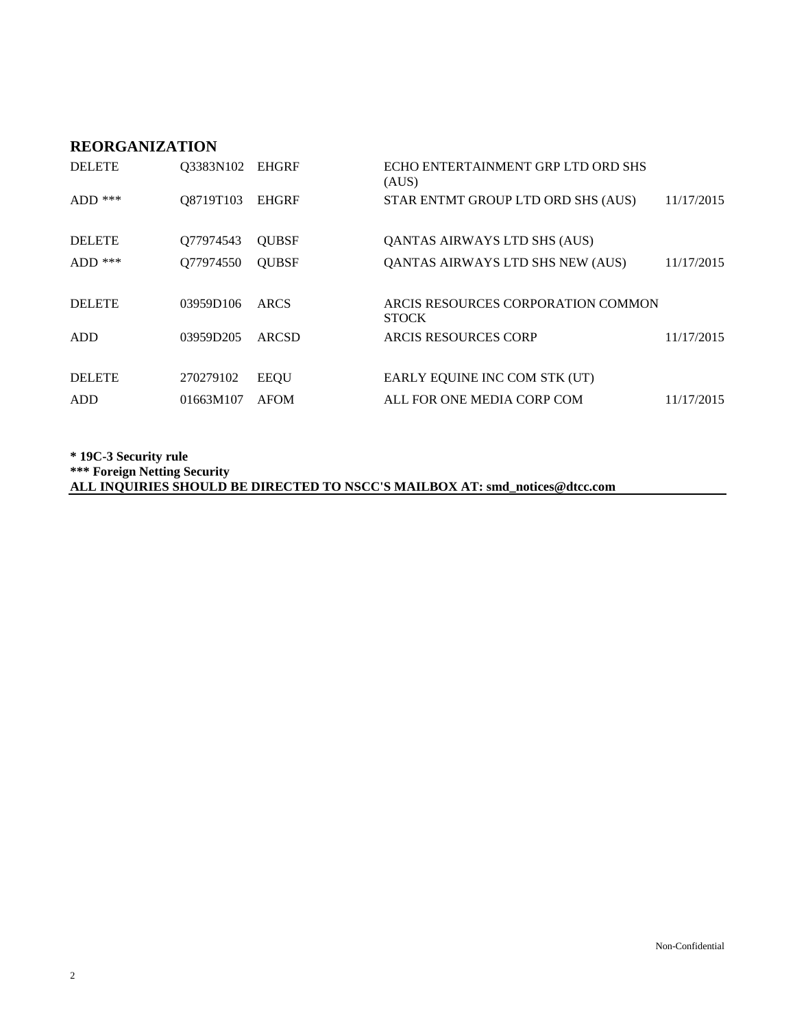## REORGANIZATION

| | | | | |
|---|---|---|---|---|
| DELETE | Q3383N102 | EHGRF | ECHO ENTERTAINMENT GRP LTD ORD SHS (AUS) | |
| ADD *** | Q8719T103 | EHGRF | STAR ENTMT GROUP LTD ORD SHS (AUS) | 11/17/2015 |
| DELETE | Q77974543 | QUBSF | QANTAS AIRWAYS LTD SHS (AUS) | |
| ADD *** | Q77974550 | QUBSF | QANTAS AIRWAYS LTD SHS NEW (AUS) | 11/17/2015 |
| DELETE | 03959D106 | ARCS | ARCIS RESOURCES CORPORATION COMMON STOCK | |
| ADD | 03959D205 | ARCSD | ARCIS RESOURCES CORP | 11/17/2015 |
| DELETE | 270279102 | EEQU | EARLY EQUINE INC COM STK (UT) | |
| ADD | 01663M107 | AFOM | ALL FOR ONE MEDIA CORP COM | 11/17/2015 |

**\* 19C-3 Security rule**
**\*\*\* Foreign Netting Security**
**ALL INQUIRIES SHOULD BE DIRECTED TO NSCC'S MAILBOX AT: smd_notices@dtcc.com**

Non-Confidential